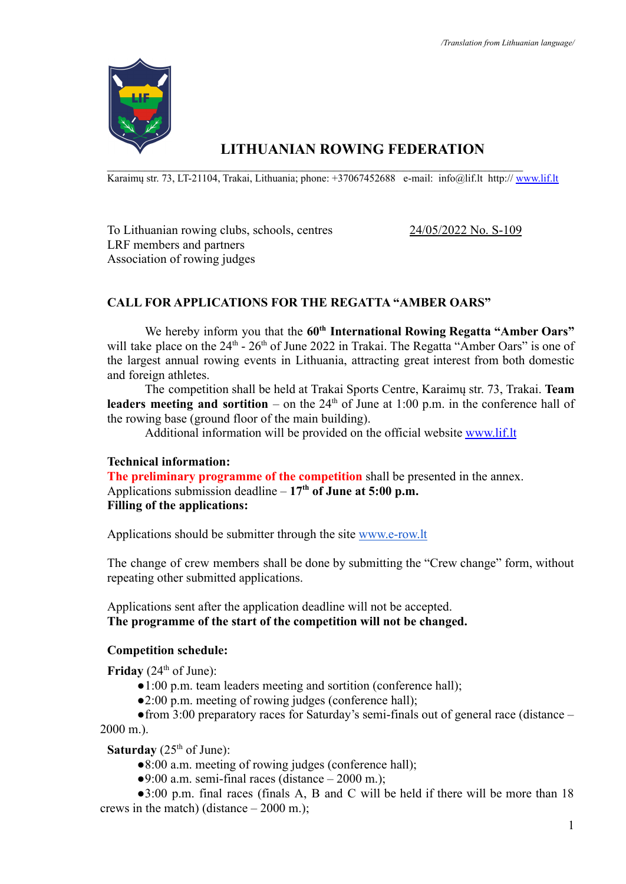/Translation from Lithuanian language/

# LITHUANIAN ROWING FEDERATION

Karaimų str. 73, LT-21104, Trakai, Lithuania; phone: +37067452688 e-mail: info@lif.lt http:// www.lif.lt

To Lithuanian rowing clubs, schools, centres
LRF members and partners
Association of rowing judges

24/05/2022 No. S-109

## CALL FOR APPLICATIONS FOR THE REGATTA "AMBER OARS"

We hereby inform you that the **60th International Rowing Regatta "Amber Oars"** will take place on the 24th - 26th of June 2022 in Trakai. The Regatta "Amber Oars" is one of the largest annual rowing events in Lithuania, attracting great interest from both domestic and foreign athletes.

The competition shall be held at Trakai Sports Centre, Karaimų str. 73, Trakai. **Team leaders meeting and sortition** – on the 24th of June at 1:00 p.m. in the conference hall of the rowing base (ground floor of the main building).

Additional information will be provided on the official website www.lif.lt

**Technical information:**
**The preliminary programme of the competition** shall be presented in the annex.
Applications submission deadline – **17th of June at 5:00 p.m.**
**Filling of the applications:**

Applications should be submitter through the site www.e-row.lt

The change of crew members shall be done by submitting the "Crew change" form, without repeating other submitted applications.

Applications sent after the application deadline will not be accepted.
**The programme of the start of the competition will not be changed.**

**Competition schedule:**

**Friday** (24th of June):

- 1:00 p.m. team leaders meeting and sortition (conference hall);
- 2:00 p.m. meeting of rowing judges (conference hall);
- from 3:00 preparatory races for Saturday's semi-finals out of general race (distance – 2000 m.).

**Saturday** (25th of June):

- 8:00 a.m. meeting of rowing judges (conference hall);
- 9:00 a.m. semi-final races (distance – 2000 m.);
- 3:00 p.m. final races (finals A, B and C will be held if there will be more than 18 crews in the match) (distance – 2000 m.);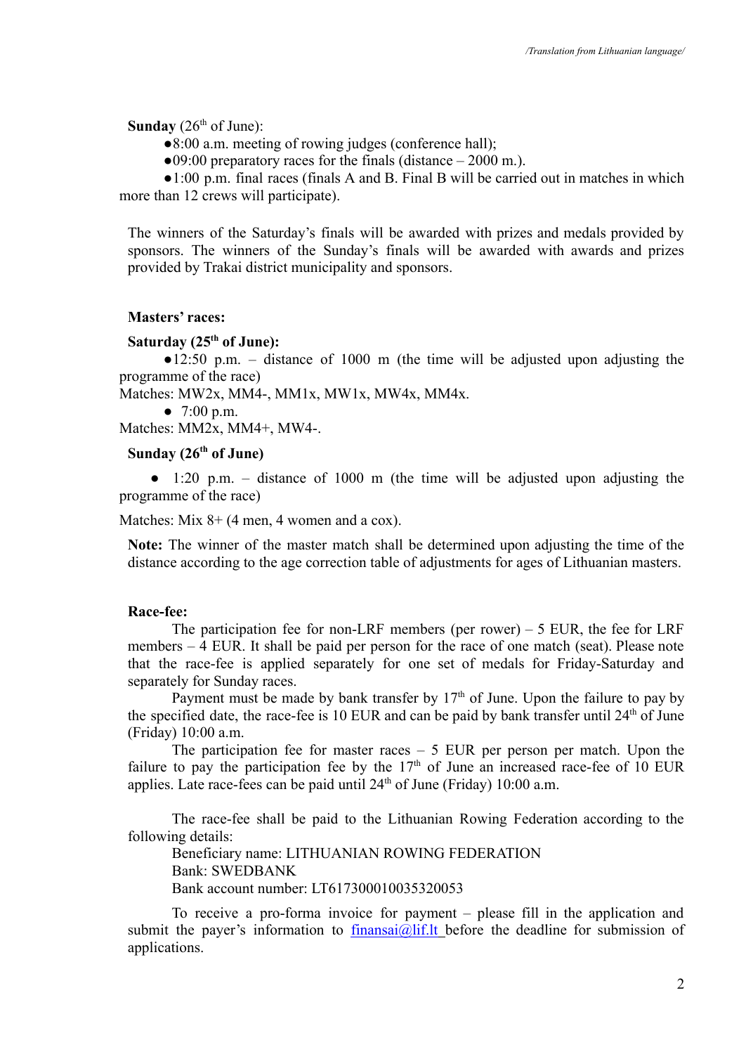**Sunday** (26th of June):

- 8:00 a.m. meeting of rowing judges (conference hall);
- 09:00 preparatory races for the finals (distance – 2000 m.).
- 1:00 p.m. final races (finals A and B. Final B will be carried out in matches in which more than 12 crews will participate).

The winners of the Saturday's finals will be awarded with prizes and medals provided by sponsors. The winners of the Sunday's finals will be awarded with awards and prizes provided by Trakai district municipality and sponsors.

**Masters' races:**

**Saturday (25th of June):**

- 12:50 p.m. – distance of 1000 m (the time will be adjusted upon adjusting the programme of the race)

Matches: MW2x, MM4-, MM1x, MW1x, MW4x, MM4x.

- 7:00 p.m.

Matches: MM2x, MM4+, MW4-.

**Sunday (26th of June)**

- 1:20 p.m. – distance of 1000 m (the time will be adjusted upon adjusting the programme of the race)

Matches: Mix 8+ (4 men, 4 women and a cox).

**Note:** The winner of the master match shall be determined upon adjusting the time of the distance according to the age correction table of adjustments for ages of Lithuanian masters.

**Race-fee:**

The participation fee for non-LRF members (per rower) – 5 EUR, the fee for LRF members – 4 EUR. It shall be paid per person for the race of one match (seat). Please note that the race-fee is applied separately for one set of medals for Friday-Saturday and separately for Sunday races.

Payment must be made by bank transfer by 17th of June. Upon the failure to pay by the specified date, the race-fee is 10 EUR and can be paid by bank transfer until 24th of June (Friday) 10:00 a.m.

The participation fee for master races – 5 EUR per person per match. Upon the failure to pay the participation fee by the 17th of June an increased race-fee of 10 EUR applies. Late race-fees can be paid until 24th of June (Friday) 10:00 a.m.

The race-fee shall be paid to the Lithuanian Rowing Federation according to the following details:

Beneficiary name: LITHUANIAN ROWING FEDERATION
Bank: SWEDBANK
Bank account number: LT617300010035320053

To receive a pro-forma invoice for payment – please fill in the application and submit the payer's information to finansai@lif.lt before the deadline for submission of applications.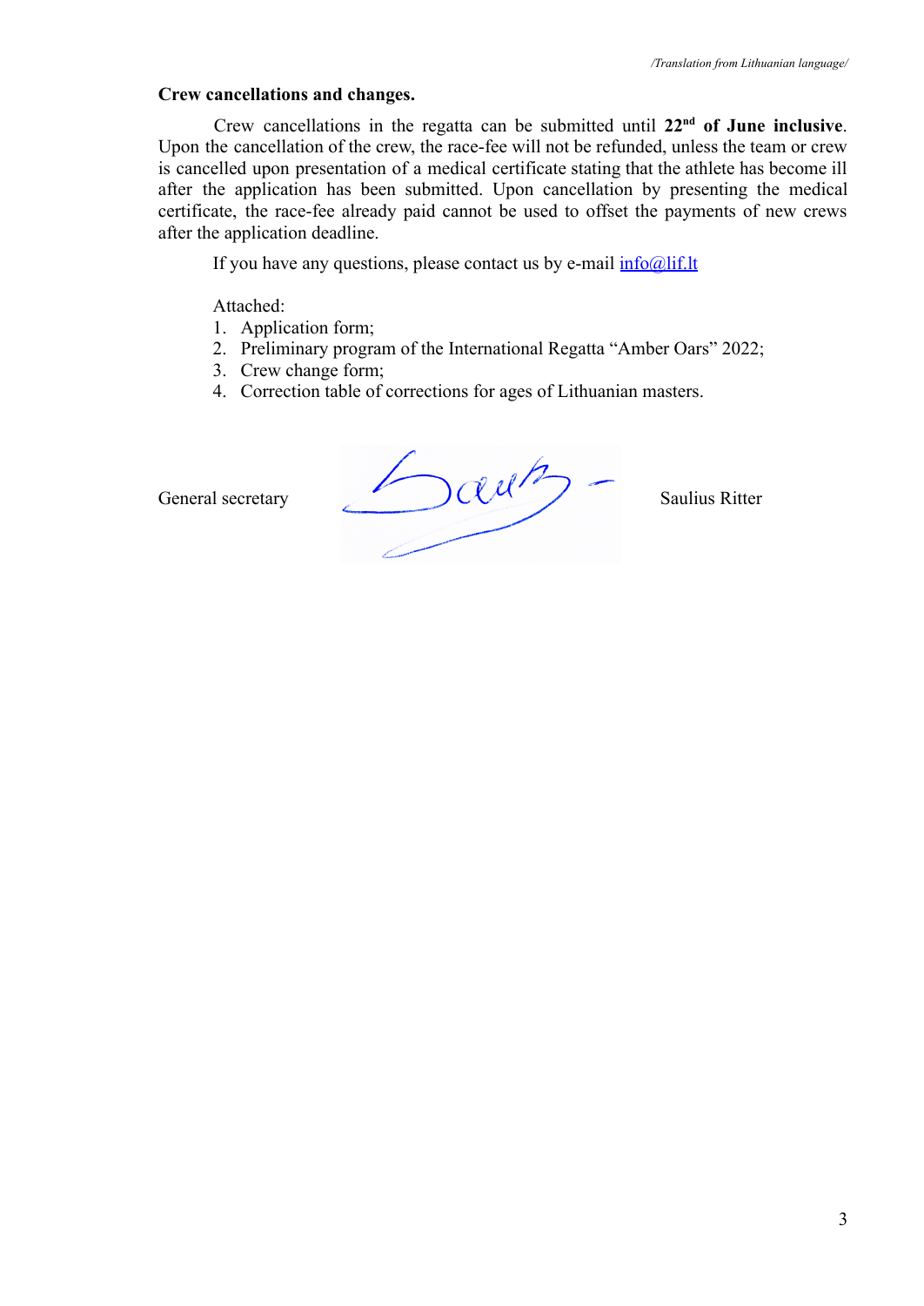*/Translation from Lithuanian language/*

**Crew cancellations and changes.**

Crew cancellations in the regatta can be submitted until **22nd of June inclusive**. Upon the cancellation of the crew, the race-fee will not be refunded, unless the team or crew is cancelled upon presentation of a medical certificate stating that the athlete has become ill after the application has been submitted. Upon cancellation by presenting the medical certificate, the race-fee already paid cannot be used to offset the payments of new crews after the application deadline.

If you have any questions, please contact us by e-mail info@lif.lt

Attached:

1. Application form;
2. Preliminary program of the International Regatta "Amber Oars" 2022;
3. Crew change form;
4. Correction table of corrections for ages of Lithuanian masters.

General secretary Saulius Ritter